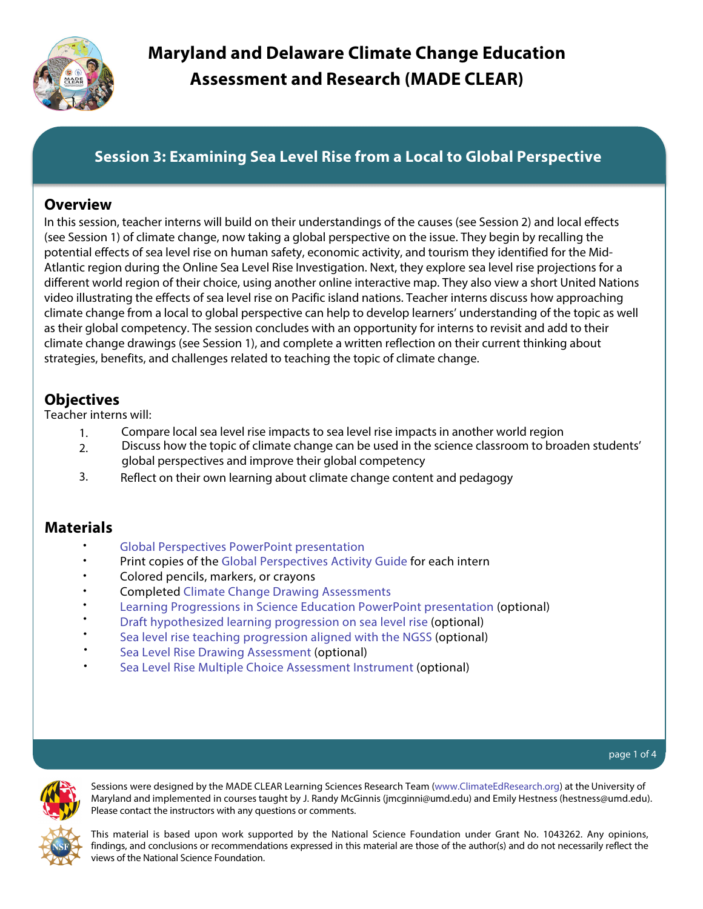# Maryland and Delaware Climate Change Education Assessment and Research (MADE CLEAR)

## Session 3: Examining Sea Level Rise from a Local to Global Perspective

### Overview

In this session, teacher interns will build on their understandings of the causes (see Session 2) and local effects (see Session 1) of climate change, now taking a global perspective on the issue. They begin by recalling the potential effects of sea level rise on human safety, economic activity, and tourism they identified for the Mid-Atlantic region during the Online Sea Level Rise Investigation. Next, they explore sea level rise projections for a different world region of their choice, using another online interactive map. They also view a short United Nations video illustrating the effects of sea level rise on Pacific island nations. Teacher interns discuss how approaching climate change from a local to global perspective can help to develop learners' understanding of the topic as well as their global competency. The session concludes with an opportunity for interns to revisit and add to their climate change drawings (see Session 1), and complete a written reflection on their current thinking about strategies, benefits, and challenges related to teaching the topic of climate change.

### Objectives

Teacher interns will:

1. Compare local sea level rise impacts to sea level rise impacts in another world region
2. Discuss how the topic of climate change can be used in the science classroom to broaden students' global perspectives and improve their global competency
3. Reflect on their own learning about climate change content and pedagogy

### Materials

- Global Perspectives PowerPoint presentation
- Print copies of the Global Perspectives Activity Guide for each intern
- Colored pencils, markers, or crayons
- Completed Climate Change Drawing Assessments
- Learning Progressions in Science Education PowerPoint presentation (optional)
- Draft hypothesized learning progression on sea level rise (optional)
- Sea level rise teaching progression aligned with the NGSS (optional)
- Sea Level Rise Drawing Assessment (optional)
- Sea Level Rise Multiple Choice Assessment Instrument (optional)

Sessions were designed by the MADE CLEAR Learning Sciences Research Team (www.ClimateEdResearch.org) at the University of Maryland and implemented in courses taught by J. Randy McGinnis (jmcginni@umd.edu) and Emily Hestness (hestness@umd.edu). Please contact the instructors with any questions or comments.

This material is based upon work supported by the National Science Foundation under Grant No. 1043262. Any opinions, findings, and conclusions or recommendations expressed in this material are those of the author(s) and do not necessarily reflect the views of the National Science Foundation.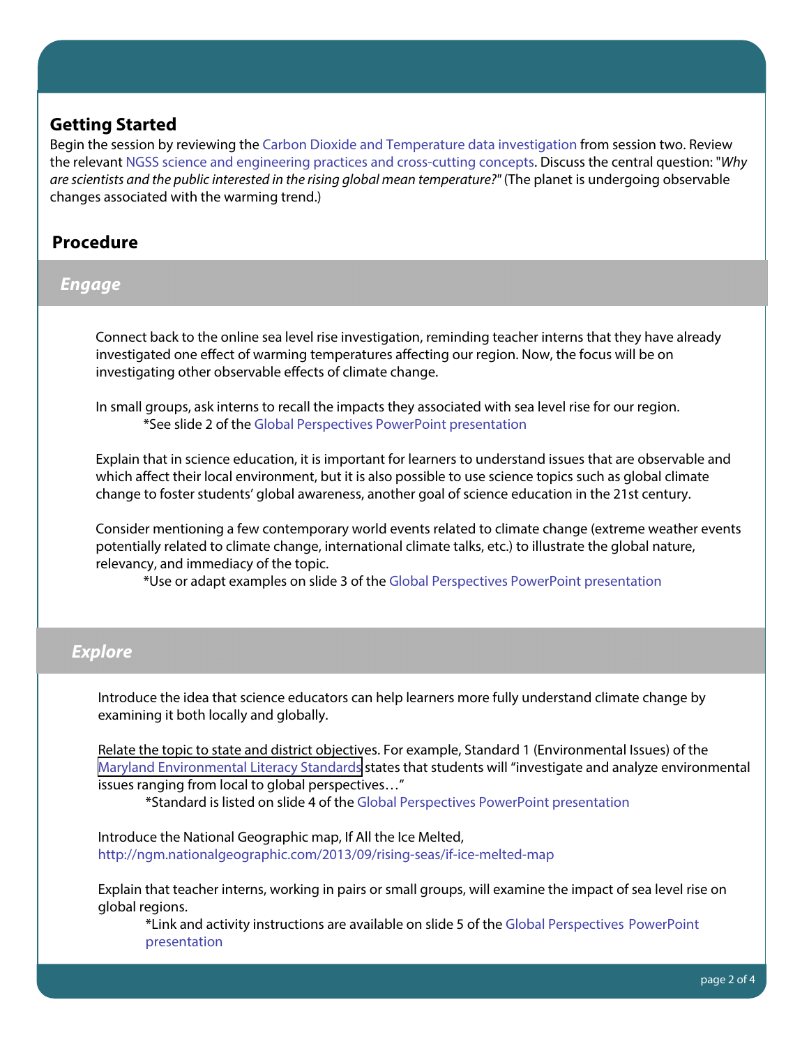## Getting Started

Begin the session by reviewing the Carbon Dioxide and Temperature data investigation from session two. Review the relevant NGSS science and engineering practices and cross-cutting concepts. Discuss the central question: "*Why are scientists and the public interested in the rising global mean temperature?*" (The planet is undergoing observable changes associated with the warming trend.)

## Procedure

### *Engage*

Connect back to the online sea level rise investigation, reminding teacher interns that they have already investigated one effect of warming temperatures affecting our region. Now, the focus will be on investigating other observable effects of climate change.

In small groups, ask interns to recall the impacts they associated with sea level rise for our region.

*See slide 2 of the Global Perspectives PowerPoint presentation

Explain that in science education, it is important for learners to understand issues that are observable and which affect their local environment, but it is also possible to use science topics such as global climate change to foster students' global awareness, another goal of science education in the 21st century.

Consider mentioning a few contemporary world events related to climate change (extreme weather events potentially related to climate change, international climate talks, etc.) to illustrate the global nature, relevancy, and immediacy of the topic.

*Use or adapt examples on slide 3 of the Global Perspectives PowerPoint presentation

### *Explore*

Introduce the idea that science educators can help learners more fully understand climate change by examining it both locally and globally.

Relate the topic to state and district objectives. For example, Standard 1 (Environmental Issues) of the Maryland Environmental Literacy Standards states that students will "investigate and analyze environmental issues ranging from local to global perspectives…"

*Standard is listed on slide 4 of the Global Perspectives PowerPoint presentation

Introduce the National Geographic map, If All the Ice Melted,
http://ngm.nationalgeographic.com/2013/09/rising-seas/if-ice-melted-map

Explain that teacher interns, working in pairs or small groups, will examine the impact of sea level rise on global regions.

*Link and activity instructions are available on slide 5 of the Global Perspectives PowerPoint presentation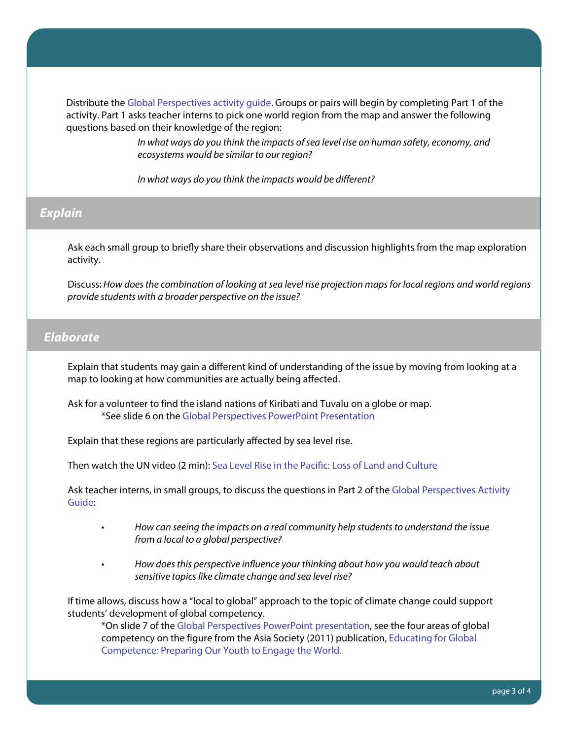Distribute the Global Perspectives activity guide. Groups or pairs will begin by completing Part 1 of the activity. Part 1 asks teacher interns to pick one world region from the map and answer the following questions based on their knowledge of the region:

> *In what ways do you think the impacts of sea level rise on human safety, economy, and ecosystems would be similar to our region?*
>
> *In what ways do you think the impacts would be different?*

## *Explain*

Ask each small group to briefly share their observations and discussion highlights from the map exploration activity.

Discuss: *How does the combination of looking at sea level rise projection maps for local regions and world regions provide students with a broader perspective on the issue?*

## *Elaborate*

Explain that students may gain a different kind of understanding of the issue by moving from looking at a map to looking at how communities are actually being affected.

Ask for a volunteer to find the island nations of Kiribati and Tuvalu on a globe or map.
*See slide 6 on the Global Perspectives PowerPoint Presentation

Explain that these regions are particularly affected by sea level rise.

Then watch the UN video (2 min): Sea Level Rise in the Pacific: Loss of Land and Culture

Ask teacher interns, in small groups, to discuss the questions in Part 2 of the Global Perspectives Activity Guide:

- *How can seeing the impacts on a real community help students to understand the issue from a local to a global perspective?*
- *How does this perspective influence your thinking about how you would teach about sensitive topics like climate change and sea level rise?*

If time allows, discuss how a "local to global" approach to the topic of climate change could support students' development of global competency.
*On slide 7 of the Global Perspectives PowerPoint presentation, see the four areas of global competency on the figure from the Asia Society (2011) publication, Educating for Global Competence: Preparing Our Youth to Engage the World.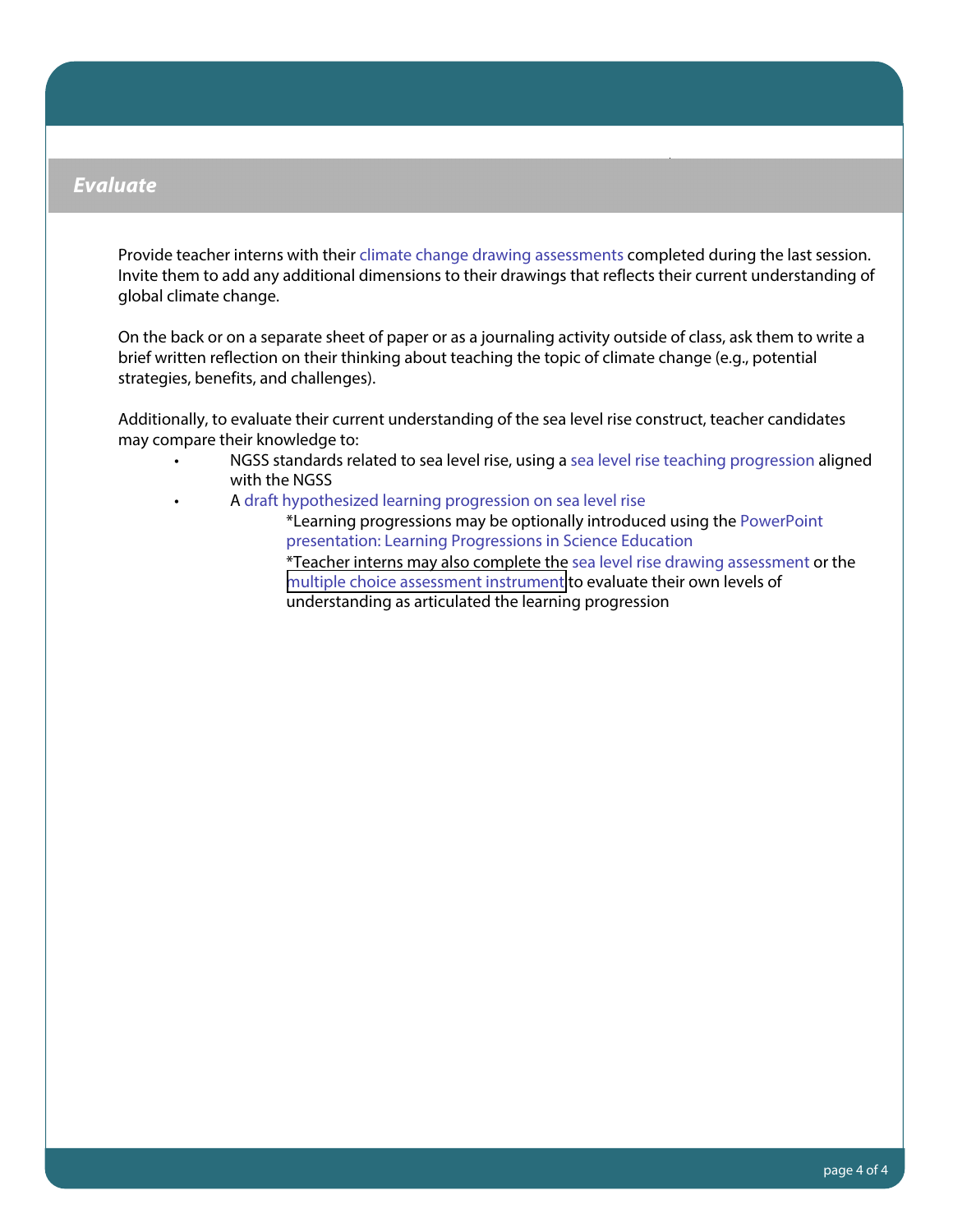## *Evaluate*

Provide teacher interns with their climate change drawing assessments completed during the last session. Invite them to add any additional dimensions to their drawings that reflects their current understanding of global climate change.

On the back or on a separate sheet of paper or as a journaling activity outside of class, ask them to write a brief written reflection on their thinking about teaching the topic of climate change (e.g., potential strategies, benefits, and challenges).

Additionally, to evaluate their current understanding of the sea level rise construct, teacher candidates may compare their knowledge to:

- NGSS standards related to sea level rise, using a sea level rise teaching progression aligned with the NGSS
- A draft hypothesized learning progression on sea level rise

    *Learning progressions may be optionally introduced using the PowerPoint presentation: Learning Progressions in Science Education

    *Teacher interns may also complete the sea level rise drawing assessment or the multiple choice assessment instrument to evaluate their own levels of understanding as articulated the learning progression